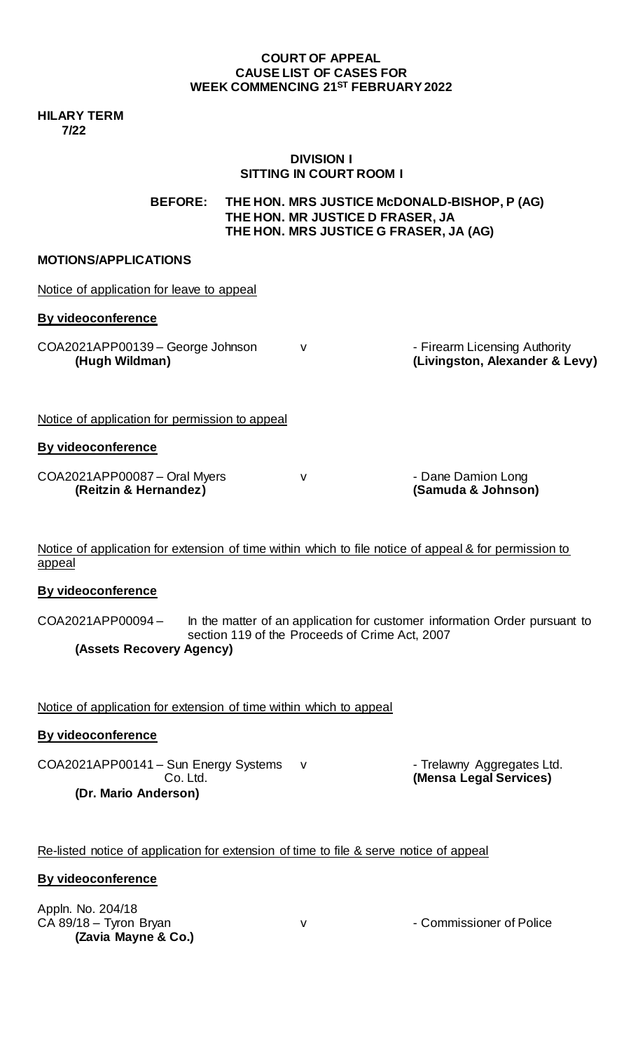**COURT OF APPEAL**
**CAUSE LIST OF CASES FOR**
**WEEK COMMENCING 21[ST] FEBRUARY 2022**

**HILARY TERM**
**7/22**

**DIVISION I**
**SITTING IN COURT ROOM I**

**BEFORE: THE HON. MRS JUSTICE McDONALD-BISHOP, P (AG)**
**THE HON. MR JUSTICE D FRASER, JA**
**THE HON. MRS JUSTICE G FRASER, JA (AG)**

**MOTIONS/APPLICATIONS**

Notice of application for leave to appeal

**By videoconference**

COA2021APP00139 – George Johnson v - Firearm Licensing Authority
**(Hugh Wildman)** **(Livingston, Alexander & Levy)**

Notice of application for permission to appeal

**By videoconference**

COA2021APP00087 – Oral Myers v - Dane Damion Long
**(Reitzin & Hernandez)** **(Samuda & Johnson)**

Notice of application for extension of time within which to file notice of appeal & for permission to appeal

**By videoconference**

COA2021APP00094 – In the matter of an application for customer information Order pursuant to section 119 of the Proceeds of Crime Act, 2007
**(Assets Recovery Agency)**

Notice of application for extension of time within which to appeal

**By videoconference**

COA2021APP00141 – Sun Energy Systems Co. Ltd. v - Trelawny Aggregates Ltd.
**(Dr. Mario Anderson)** **(Mensa Legal Services)**

Re-listed notice of application for extension of time to file & serve notice of appeal

**By videoconference**

Appln. No. 204/18
CA 89/18 – Tyron Bryan v - Commissioner of Police
**(Zavia Mayne & Co.)**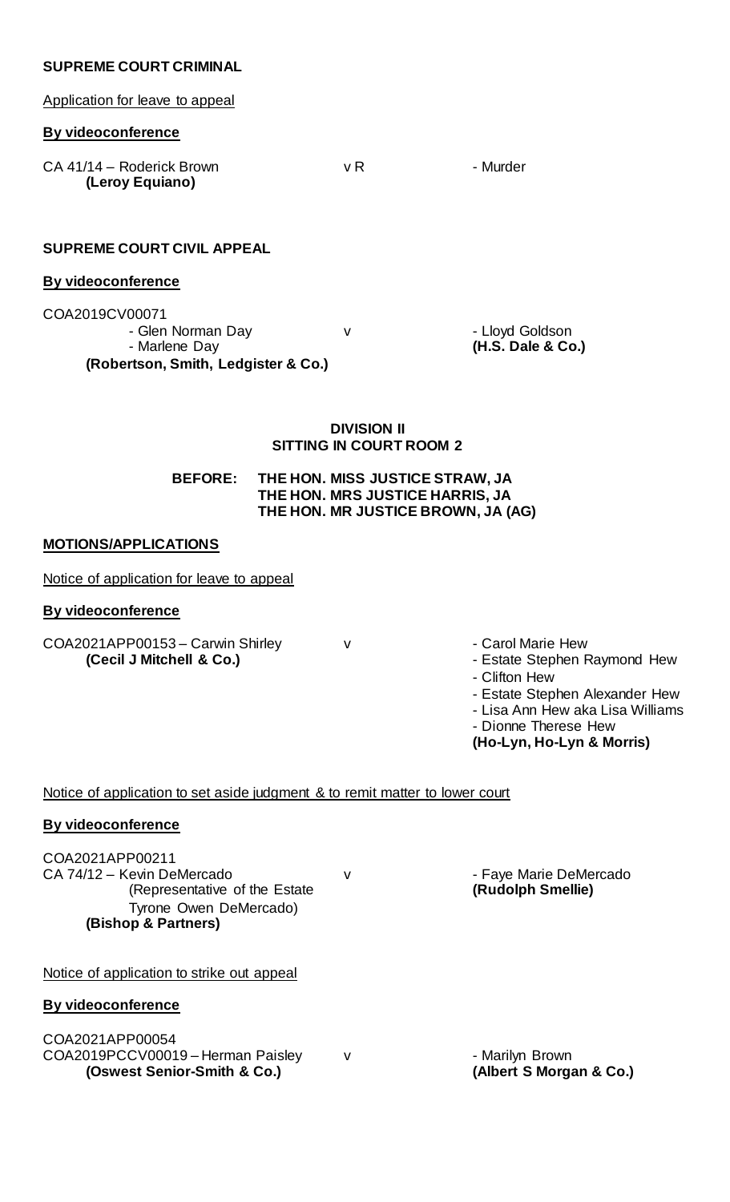**SUPREME COURT CRIMINAL**

Application for leave to appeal

**By videoconference**

CA 41/14 – Roderick Brown v R - Murder
**(Leroy Equiano)**

**SUPREME COURT CIVIL APPEAL**

**By videoconference**

COA2019CV00071
- Glen Norman Day
- Marlene Day

**(Robertson, Smith, Ledgister & Co.)**

v

- Lloyd Goldson
**(H.S. Dale & Co.)**

**DIVISION II**
**SITTING IN COURT ROOM 2**

**BEFORE: THE HON. MISS JUSTICE STRAW, JA**
**THE HON. MRS JUSTICE HARRIS, JA**
**THE HON. MR JUSTICE BROWN, JA (AG)**

**MOTIONS/APPLICATIONS**

Notice of application for leave to appeal

**By videoconference**

COA2021APP00153 – Carwin Shirley
**(Cecil J Mitchell & Co.)**

v

- Carol Marie Hew
- Estate Stephen Raymond Hew
- Clifton Hew
- Estate Stephen Alexander Hew
- Lisa Ann Hew aka Lisa Williams
- Dionne Therese Hew

**(Ho-Lyn, Ho-Lyn & Morris)**

Notice of application to set aside judgment & to remit matter to lower court

**By videoconference**

COA2021APP00211
CA 74/12 – Kevin DeMercado
(Representative of the Estate Tyrone Owen DeMercado)
**(Bishop & Partners)**

v

- Faye Marie DeMercado
**(Rudolph Smellie)**

Notice of application to strike out appeal

**By videoconference**

COA2021APP00054
COA2019PCCV00019 – Herman Paisley
**(Oswest Senior-Smith & Co.)**

v

- Marilyn Brown
**(Albert S Morgan & Co.)**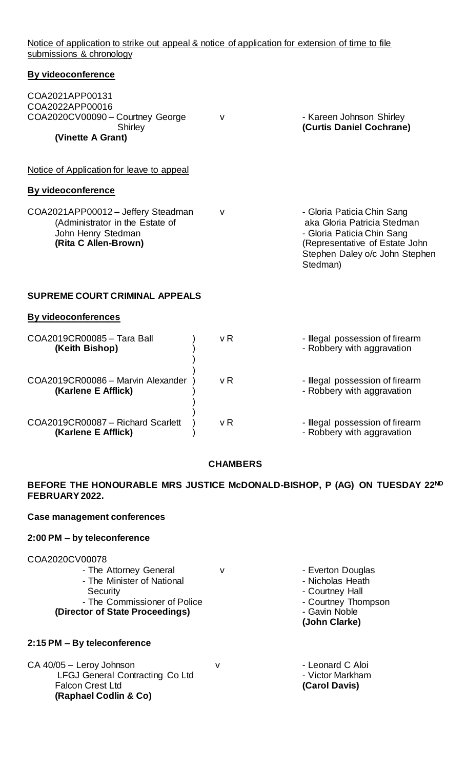Notice of application to strike out appeal & notice of application for extension of time to file submissions & chronology

**By videoconference**

| | | |
|---|---|---|
| COA2021APP00131<br>COA2022APP00016<br>COA2020CV00090 – Courtney George Shirley<br>**(Vinette A Grant)** | v | - Kareen Johnson Shirley<br>**(Curtis Daniel Cochrane)** |

Notice of Application for leave to appeal

**By videoconference**

| | | |
|---|---|---|
| COA2021APP00012 – Jeffery Steadman (Administrator in the Estate of John Henry Stedman<br>**(Rita C Allen-Brown)** | v | - Gloria Paticia Chin Sang aka Gloria Patricia Stedman<br>- Gloria Paticia Chin Sang (Representative of Estate John Stephen Daley o/c John Stephen Stedman) |

**SUPREME COURT CRIMINAL APPEALS**

**By videoconferences**

| | | |
|---|---|---|
| COA2019CR00085 – Tara Ball<br>**(Keith Bishop)** | v R | - Illegal possession of firearm<br>- Robbery with aggravation |
| COA2019CR00086 – Marvin Alexander<br>**(Karlene E Afflick)** | v R | - Illegal possession of firearm<br>- Robbery with aggravation |
| COA2019CR00087 – Richard Scarlett<br>**(Karlene E Afflick)** | v R | - Illegal possession of firearm<br>- Robbery with aggravation |

**CHAMBERS**

**BEFORE THE HONOURABLE MRS JUSTICE McDONALD-BISHOP, P (AG) ON TUESDAY 22ND FEBRUARY 2022.**

**Case management conferences**

**2:00 PM – by teleconference**

| | | |
|---|---|---|
| COA2020CV00078<br>- The Attorney General<br>- The Minister of National Security<br>- The Commissioner of Police<br>**(Director of State Proceedings)** | v | - Everton Douglas<br>- Nicholas Heath<br>- Courtney Hall<br>- Courtney Thompson<br>- Gavin Noble<br>**(John Clarke)** |

**2:15 PM – By teleconference**

| | | |
|---|---|---|
| CA 40/05 – Leroy Johnson<br>LFGJ General Contracting Co Ltd<br>Falcon Crest Ltd<br>**(Raphael Codlin & Co)** | v | - Leonard C Aloi<br>- Victor Markham<br>**(Carol Davis)** |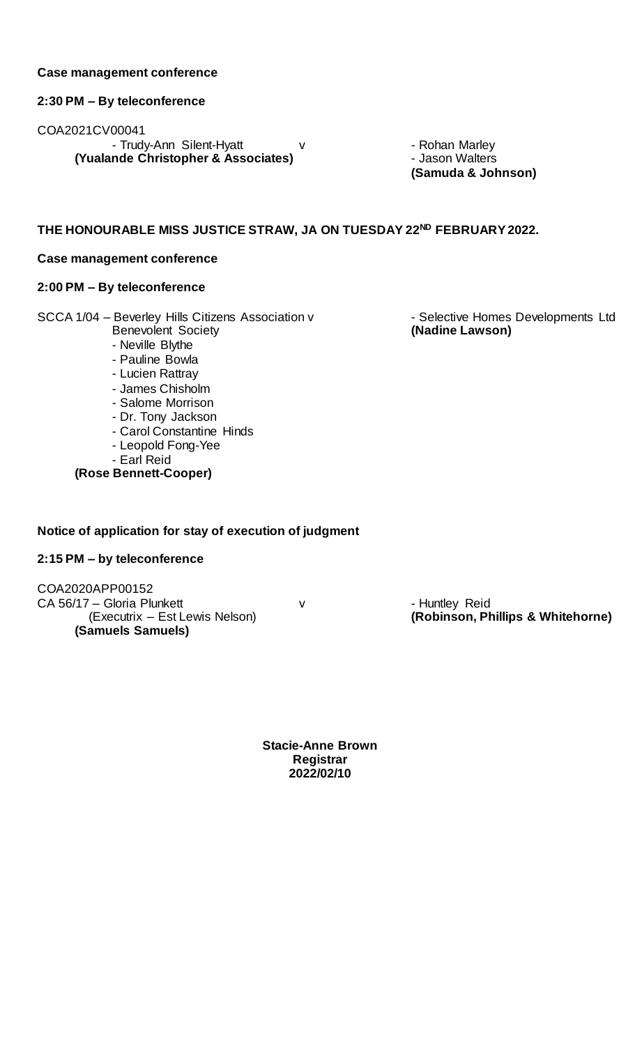**Case management conference**

**2:30 PM – By teleconference**

COA2021CV00041

- Trudy-Ann Silent-Hyatt v - Rohan Marley
  **(Yualande Christopher & Associates)** - Jason Walters
  **(Samuda & Johnson)**

**THE HONOURABLE MISS JUSTICE STRAW, JA ON TUESDAY 22ND FEBRUARY 2022.**

**Case management conference**

**2:00 PM – By teleconference**

SCCA 1/04 – Beverley Hills Citizens Association v - Selective Homes Developments Ltd
Benevolent Society **(Nadine Lawson)**

- Neville Blythe
- Pauline Bowla
- Lucien Rattray
- James Chisholm
- Salome Morrison
- Dr. Tony Jackson
- Carol Constantine Hinds
- Leopold Fong-Yee
- Earl Reid

**(Rose Bennett-Cooper)**

**Notice of application for stay of execution of judgment**

**2:15 PM – by teleconference**

COA2020APP00152
CA 56/17 – Gloria Plunkett v - Huntley Reid
(Executrix – Est Lewis Nelson) **(Robinson, Phillips & Whitehorne)**
**(Samuels Samuels)**

**Stacie-Anne Brown**
**Registrar**
**2022/02/10**